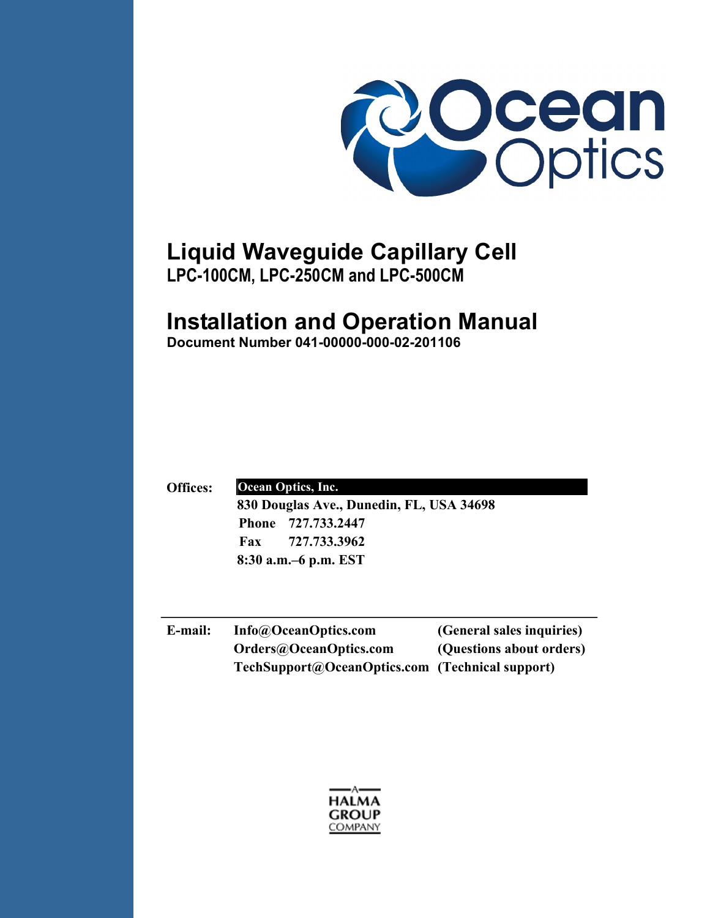# Liquid Waveguide Capillary Cell

**LPC-100CM, LPC-250CM and LPC-500CM**

# Installation and Operation Manual

**Document Number 041-00000-000-02-201106**

**Offices:** **Ocean Optics, Inc.**
**830 Douglas Ave., Dunedin, FL, USA 34698**
**Phone 727.733.2447**
**Fax 727.733.3962**
**8:30 a.m.–6 p.m. EST**

| | | |
|---|---|---|
| **E-mail:** | **Info@OceanOptics.com** | **(General sales inquiries)** |
| | **Orders@OceanOptics.com** | **(Questions about orders)** |
| | **TechSupport@OceanOptics.com** | **(Technical support)** |

A HALMA GROUP COMPANY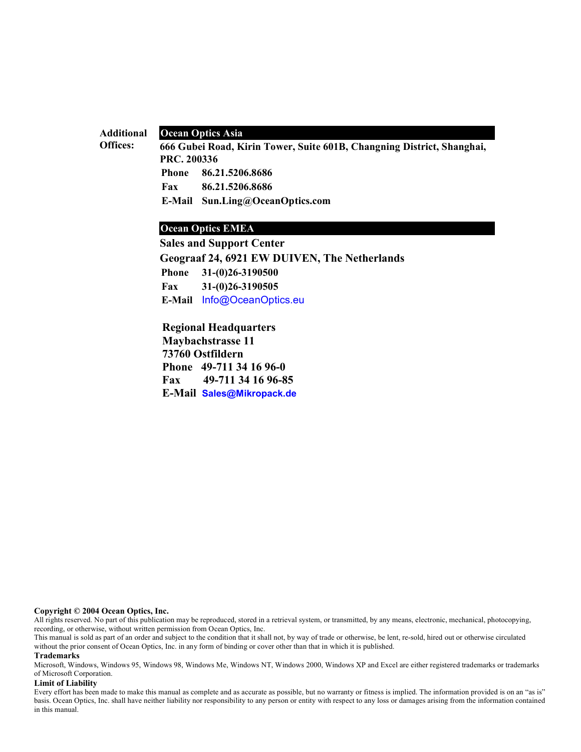**Additional Offices:**

**Ocean Optics Asia**

**666 Gubei Road, Kirin Tower, Suite 601B, Changning District, Shanghai, PRC. 200336**

**Phone** **86.21.5206.8686**

**Fax** **86.21.5206.8686**

**E-Mail** **Sun.Ling@OceanOptics.com**

**Ocean Optics EMEA**

**Sales and Support Center**

**Geograaf 24, 6921 EW DUIVEN, The Netherlands**

**Phone** **31-(0)26-3190500**

**Fax** **31-(0)26-3190505**

**E-Mail** Info@OceanOptics.eu

**Regional Headquarters**

**Maybachstrasse 11**

**73760 Ostfildern**

**Phone** **49-711 34 16 96-0**

**Fax** **49-711 34 16 96-85**

**E-Mail** **Sales@Mikropack.de**

**Copyright © 2004 Ocean Optics, Inc.**

All rights reserved. No part of this publication may be reproduced, stored in a retrieval system, or transmitted, by any means, electronic, mechanical, photocopying, recording, or otherwise, without written permission from Ocean Optics, Inc.

This manual is sold as part of an order and subject to the condition that it shall not, by way of trade or otherwise, be lent, re-sold, hired out or otherwise circulated without the prior consent of Ocean Optics, Inc. in any form of binding or cover other than that in which it is published.

**Trademarks**

Microsoft, Windows, Windows 95, Windows 98, Windows Me, Windows NT, Windows 2000, Windows XP and Excel are either registered trademarks or trademarks of Microsoft Corporation.

**Limit of Liability**

Every effort has been made to make this manual as complete and as accurate as possible, but no warranty or fitness is implied. The information provided is on an "as is" basis. Ocean Optics, Inc. shall have neither liability nor responsibility to any person or entity with respect to any loss or damages arising from the information contained in this manual.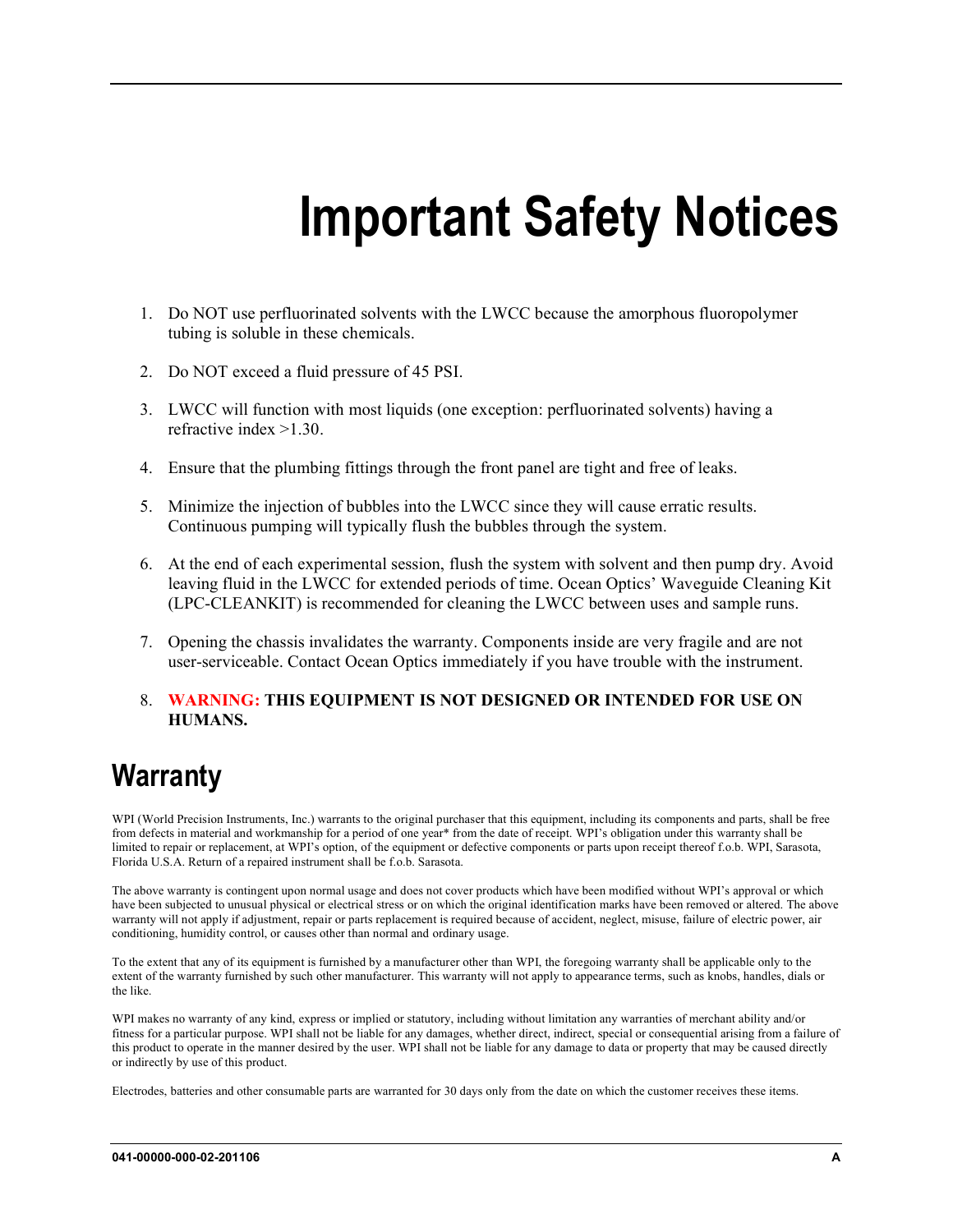# Important Safety Notices

1. Do NOT use perfluorinated solvents with the LWCC because the amorphous fluoropolymer tubing is soluble in these chemicals.

2. Do NOT exceed a fluid pressure of 45 PSI.

3. LWCC will function with most liquids (one exception: perfluorinated solvents) having a refractive index >1.30.

4. Ensure that the plumbing fittings through the front panel are tight and free of leaks.

5. Minimize the injection of bubbles into the LWCC since they will cause erratic results. Continuous pumping will typically flush the bubbles through the system.

6. At the end of each experimental session, flush the system with solvent and then pump dry. Avoid leaving fluid in the LWCC for extended periods of time. Ocean Optics' Waveguide Cleaning Kit (LPC-CLEANKIT) is recommended for cleaning the LWCC between uses and sample runs.

7. Opening the chassis invalidates the warranty. Components inside are very fragile and are not user-serviceable. Contact Ocean Optics immediately if you have trouble with the instrument.

8. **WARNING: THIS EQUIPMENT IS NOT DESIGNED OR INTENDED FOR USE ON HUMANS.**

## Warranty

WPI (World Precision Instruments, Inc.) warrants to the original purchaser that this equipment, including its components and parts, shall be free from defects in material and workmanship for a period of one year* from the date of receipt. WPI's obligation under this warranty shall be limited to repair or replacement, at WPI's option, of the equipment or defective components or parts upon receipt thereof f.o.b. WPI, Sarasota, Florida U.S.A. Return of a repaired instrument shall be f.o.b. Sarasota.

The above warranty is contingent upon normal usage and does not cover products which have been modified without WPI's approval or which have been subjected to unusual physical or electrical stress or on which the original identification marks have been removed or altered. The above warranty will not apply if adjustment, repair or parts replacement is required because of accident, neglect, misuse, failure of electric power, air conditioning, humidity control, or causes other than normal and ordinary usage.

To the extent that any of its equipment is furnished by a manufacturer other than WPI, the foregoing warranty shall be applicable only to the extent of the warranty furnished by such other manufacturer. This warranty will not apply to appearance terms, such as knobs, handles, dials or the like.

WPI makes no warranty of any kind, express or implied or statutory, including without limitation any warranties of merchant ability and/or fitness for a particular purpose. WPI shall not be liable for any damages, whether direct, indirect, special or consequential arising from a failure of this product to operate in the manner desired by the user. WPI shall not be liable for any damage to data or property that may be caused directly or indirectly by use of this product.

Electrodes, batteries and other consumable parts are warranted for 30 days only from the date on which the customer receives these items.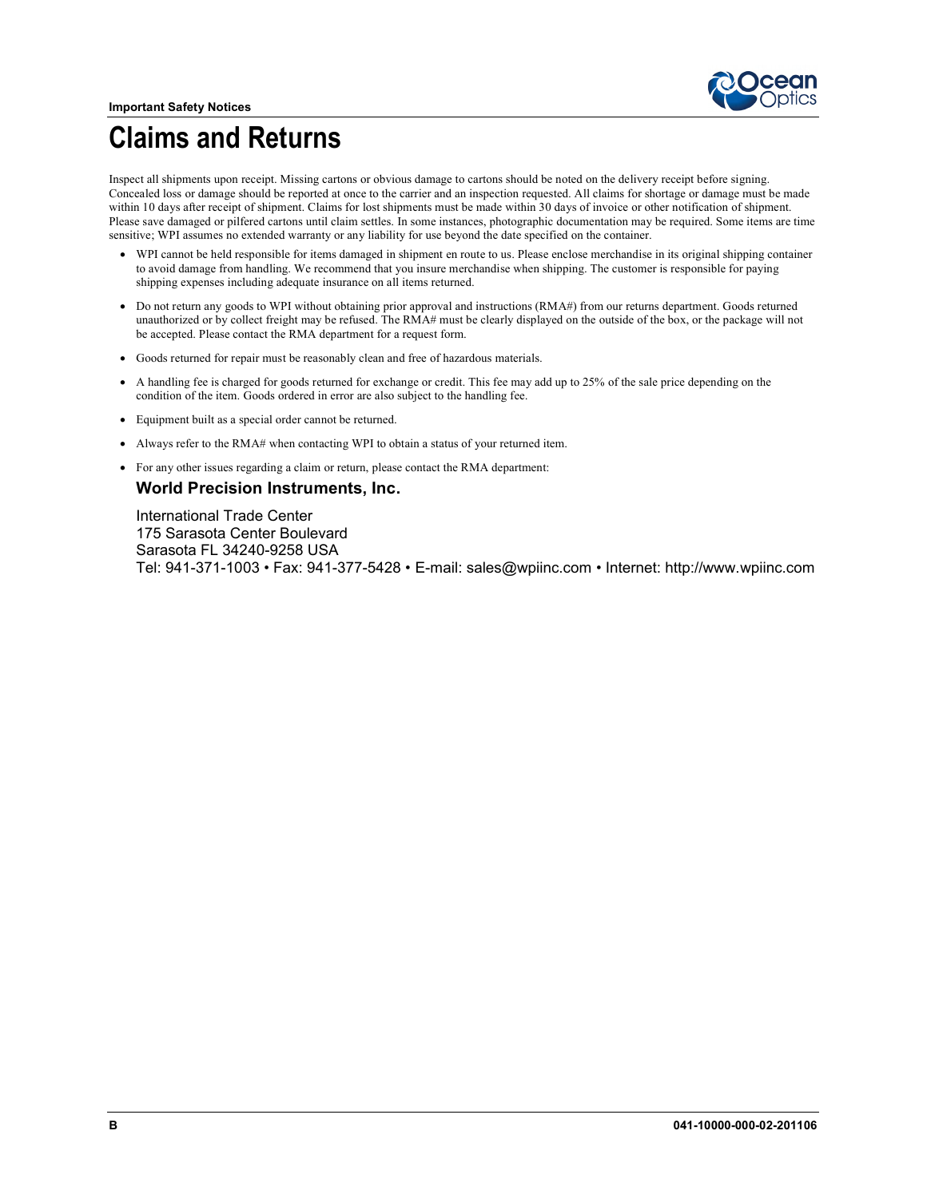# Claims and Returns

Inspect all shipments upon receipt. Missing cartons or obvious damage to cartons should be noted on the delivery receipt before signing. Concealed loss or damage should be reported at once to the carrier and an inspection requested. All claims for shortage or damage must be made within 10 days after receipt of shipment. Claims for lost shipments must be made within 30 days of invoice or other notification of shipment. Please save damaged or pilfered cartons until claim settles. In some instances, photographic documentation may be required. Some items are time sensitive; WPI assumes no extended warranty or any liability for use beyond the date specified on the container.

- WPI cannot be held responsible for items damaged in shipment en route to us. Please enclose merchandise in its original shipping container to avoid damage from handling. We recommend that you insure merchandise when shipping. The customer is responsible for paying shipping expenses including adequate insurance on all items returned.
- Do not return any goods to WPI without obtaining prior approval and instructions (RMA#) from our returns department. Goods returned unauthorized or by collect freight may be refused. The RMA# must be clearly displayed on the outside of the box, or the package will not be accepted. Please contact the RMA department for a request form.
- Goods returned for repair must be reasonably clean and free of hazardous materials.
- A handling fee is charged for goods returned for exchange or credit. This fee may add up to 25% of the sale price depending on the condition of the item. Goods ordered in error are also subject to the handling fee.
- Equipment built as a special order cannot be returned.
- Always refer to the RMA# when contacting WPI to obtain a status of your returned item.
- For any other issues regarding a claim or return, please contact the RMA department:

**World Precision Instruments, Inc.**

International Trade Center
175 Sarasota Center Boulevard
Sarasota FL 34240-9258 USA
Tel: 941-371-1003 • Fax: 941-377-5428 • E-mail: sales@wpiinc.com • Internet: http://www.wpiinc.com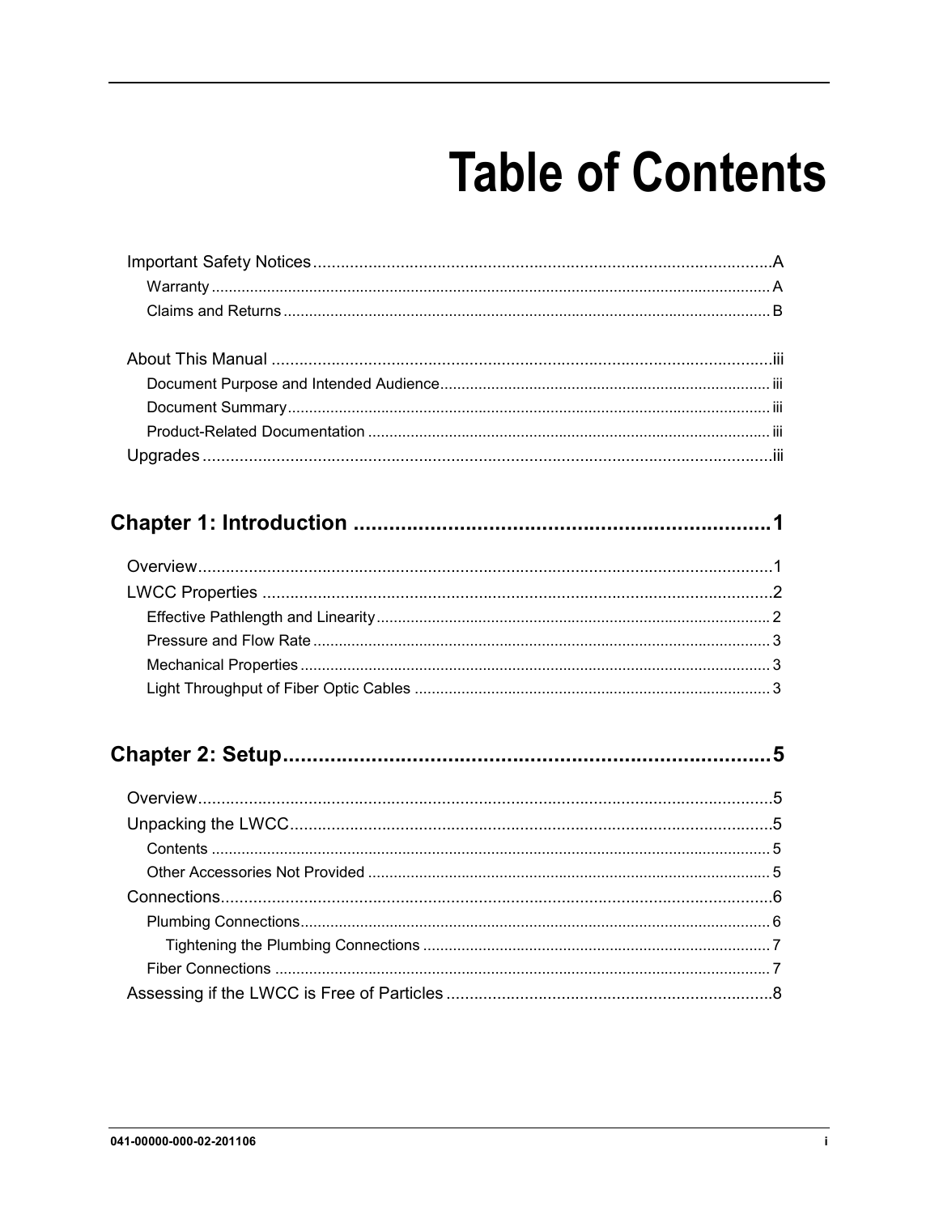# Table of Contents

Important Safety Notices ....................................................................................................A

- Warranty ........................................................................................................................A
- Claims and Returns .........................................................................................................B

About This Manual ..............................................................................................................iii

- Document Purpose and Intended Audience.................................................................... iii
- Document Summary........................................................................................................ iii
- Product-Related Documentation ..................................................................................... iii

Upgrades ...............................................................................................................................iii

## Chapter 1: Introduction ........................................................................1

Overview.................................................................................................................................1

LWCC Properties ...................................................................................................................2

- Effective Pathlength and Linearity.................................................................................... 2
- Pressure and Flow Rate ................................................................................................... 3
- Mechanical Properties...................................................................................................... 3
- Light Throughput of Fiber Optic Cables ........................................................................... 3

## Chapter 2: Setup..................................................................................5

Overview.................................................................................................................................5

Unpacking the LWCC.............................................................................................................5

- Contents .......................................................................................................................... 5
- Other Accessories Not Provided ...................................................................................... 5

Connections............................................................................................................................6

- Plumbing Connections...................................................................................................... 6
  - Tightening the Plumbing Connections ........................................................................ 7
- Fiber Connections ............................................................................................................ 7

Assessing if the LWCC is Free of Particles ..........................................................................8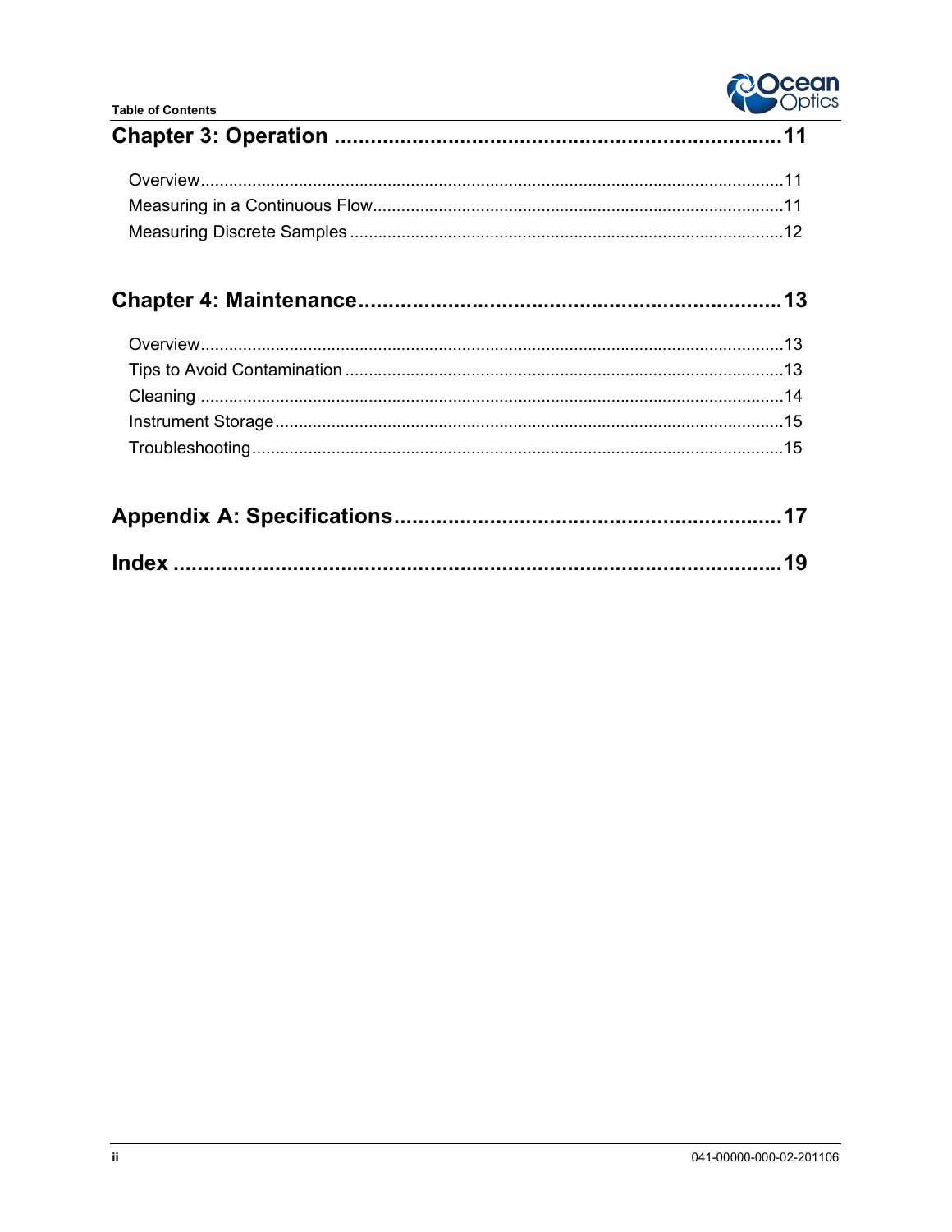## Chapter 3: Operation ............................................................................11

Overview..............................................................................................................11
Measuring in a Continuous Flow.........................................................................11
Measuring Discrete Samples ..............................................................................12

## Chapter 4: Maintenance.......................................................................13

Overview..............................................................................................................13
Tips to Avoid Contamination ...............................................................................13
Cleaning ..............................................................................................................14
Instrument Storage..............................................................................................15
Troubleshooting...................................................................................................15

## Appendix A: Specifications..................................................................17

## Index ......................................................................................................19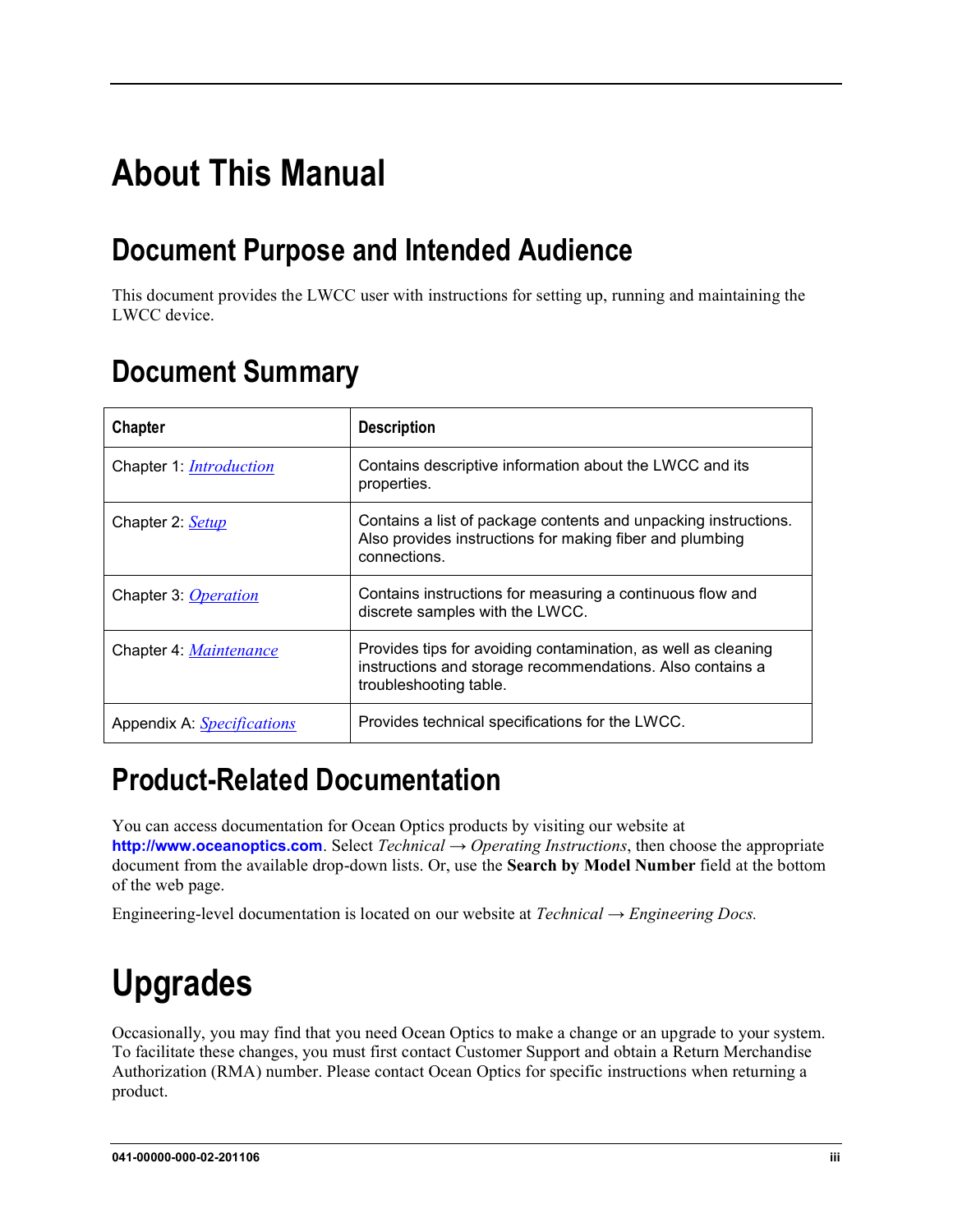# About This Manual

## Document Purpose and Intended Audience

This document provides the LWCC user with instructions for setting up, running and maintaining the LWCC device.

## Document Summary

| Chapter | Description |
| --- | --- |
| Chapter 1: *Introduction* | Contains descriptive information about the LWCC and its properties. |
| Chapter 2: *Setup* | Contains a list of package contents and unpacking instructions. Also provides instructions for making fiber and plumbing connections. |
| Chapter 3: *Operation* | Contains instructions for measuring a continuous flow and discrete samples with the LWCC. |
| Chapter 4: *Maintenance* | Provides tips for avoiding contamination, as well as cleaning instructions and storage recommendations. Also contains a troubleshooting table. |
| Appendix A: *Specifications* | Provides technical specifications for the LWCC. |

## Product-Related Documentation

You can access documentation for Ocean Optics products by visiting our website at **http://www.oceanoptics.com**. Select *Technical → Operating Instructions*, then choose the appropriate document from the available drop-down lists. Or, use the **Search by Model Number** field at the bottom of the web page.

Engineering-level documentation is located on our website at *Technical → Engineering Docs.*

# Upgrades

Occasionally, you may find that you need Ocean Optics to make a change or an upgrade to your system. To facilitate these changes, you must first contact Customer Support and obtain a Return Merchandise Authorization (RMA) number. Please contact Ocean Optics for specific instructions when returning a product.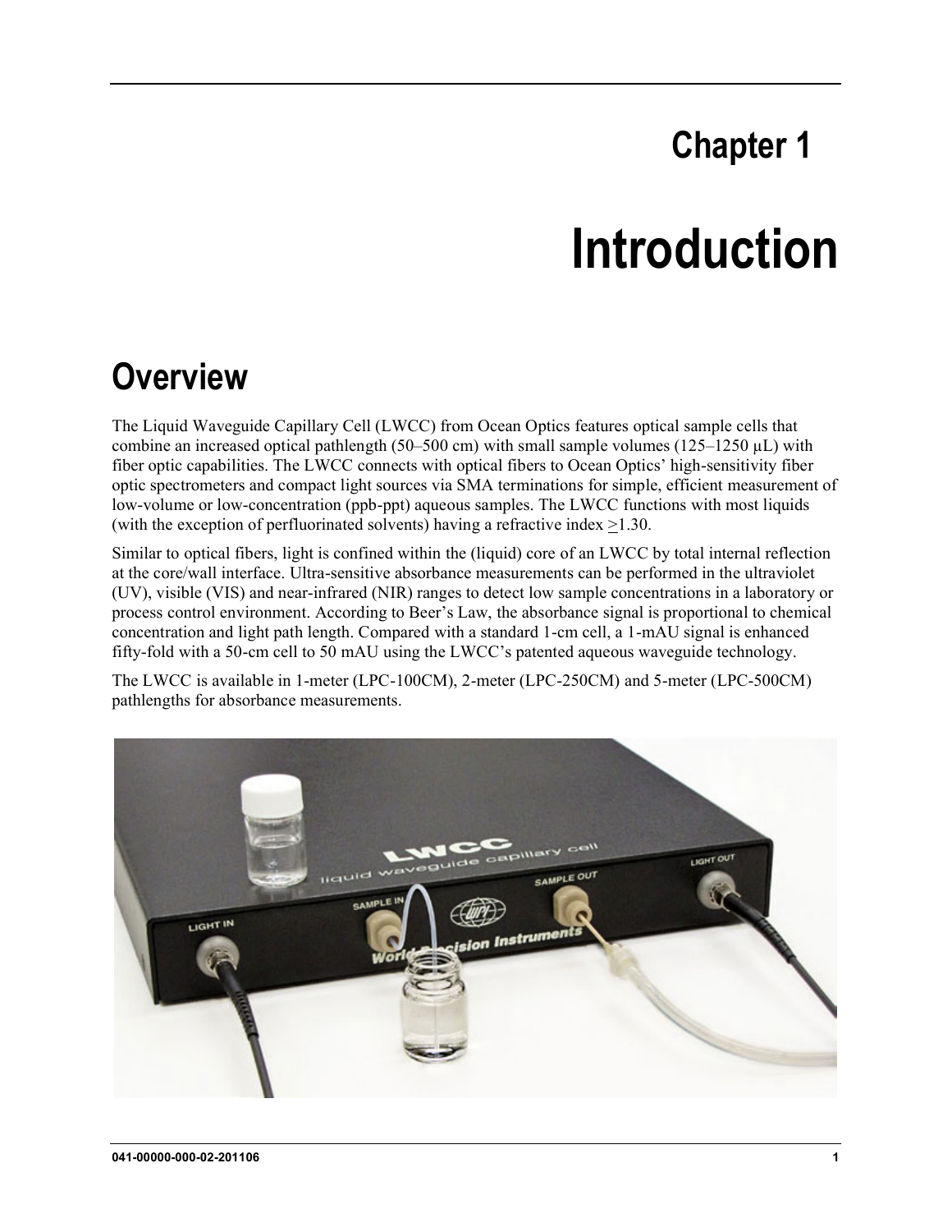# Chapter 1

# Introduction

## Overview

The Liquid Waveguide Capillary Cell (LWCC) from Ocean Optics features optical sample cells that combine an increased optical pathlength (50–500 cm) with small sample volumes (125–1250 µL) with fiber optic capabilities. The LWCC connects with optical fibers to Ocean Optics' high-sensitivity fiber optic spectrometers and compact light sources via SMA terminations for simple, efficient measurement of low-volume or low-concentration (ppb-ppt) aqueous samples. The LWCC functions with most liquids (with the exception of perfluorinated solvents) having a refractive index ≥1.30.

Similar to optical fibers, light is confined within the (liquid) core of an LWCC by total internal reflection at the core/wall interface. Ultra-sensitive absorbance measurements can be performed in the ultraviolet (UV), visible (VIS) and near-infrared (NIR) ranges to detect low sample concentrations in a laboratory or process control environment. According to Beer's Law, the absorbance signal is proportional to chemical concentration and light path length. Compared with a standard 1-cm cell, a 1-mAU signal is enhanced fifty-fold with a 50-cm cell to 50 mAU using the LWCC's patented aqueous waveguide technology.

The LWCC is available in 1-meter (LPC-100CM), 2-meter (LPC-250CM) and 5-meter (LPC-500CM) pathlengths for absorbance measurements.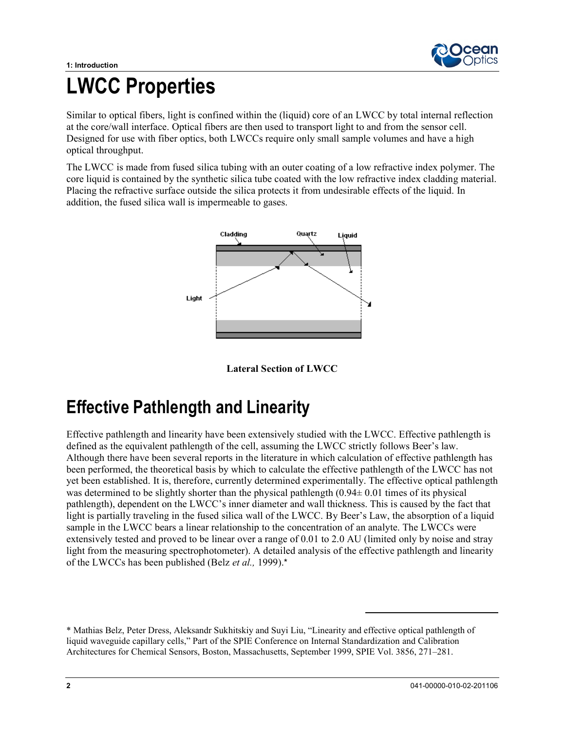# LWCC Properties

Similar to optical fibers, light is confined within the (liquid) core of an LWCC by total internal reflection at the core/wall interface. Optical fibers are then used to transport light to and from the sensor cell. Designed for use with fiber optics, both LWCCs require only small sample volumes and have a high optical throughput.

The LWCC is made from fused silica tubing with an outer coating of a low refractive index polymer. The core liquid is contained by the synthetic silica tube coated with the low refractive index cladding material. Placing the refractive surface outside the silica protects it from undesirable effects of the liquid. In addition, the fused silica wall is impermeable to gases.

Cladding

Quartz

Liquid

Light

**Lateral Section of LWCC**

# Effective Pathlength and Linearity

Effective pathlength and linearity have been extensively studied with the LWCC. Effective pathlength is defined as the equivalent pathlength of the cell, assuming the LWCC strictly follows Beer's law. Although there have been several reports in the literature in which calculation of effective pathlength has been performed, the theoretical basis by which to calculate the effective pathlength of the LWCC has not yet been established. It is, therefore, currently determined experimentally. The effective optical pathlength was determined to be slightly shorter than the physical pathlength (0.94± 0.01 times of its physical pathlength), dependent on the LWCC's inner diameter and wall thickness. This is caused by the fact that light is partially traveling in the fused silica wall of the LWCC. By Beer's Law, the absorption of a liquid sample in the LWCC bears a linear relationship to the concentration of an analyte. The LWCCs were extensively tested and proved to be linear over a range of 0.01 to 2.0 AU (limited only by noise and stray light from the measuring spectrophotometer). A detailed analysis of the effective pathlength and linearity of the LWCCs has been published (Belz *et al.,* 1999).*

---

* Mathias Belz, Peter Dress, Aleksandr Sukhitskiy and Suyi Liu, "Linearity and effective optical pathlength of liquid waveguide capillary cells," Part of the SPIE Conference on Internal Standardization and Calibration Architectures for Chemical Sensors, Boston, Massachusetts, September 1999, SPIE Vol. 3856, 271–281.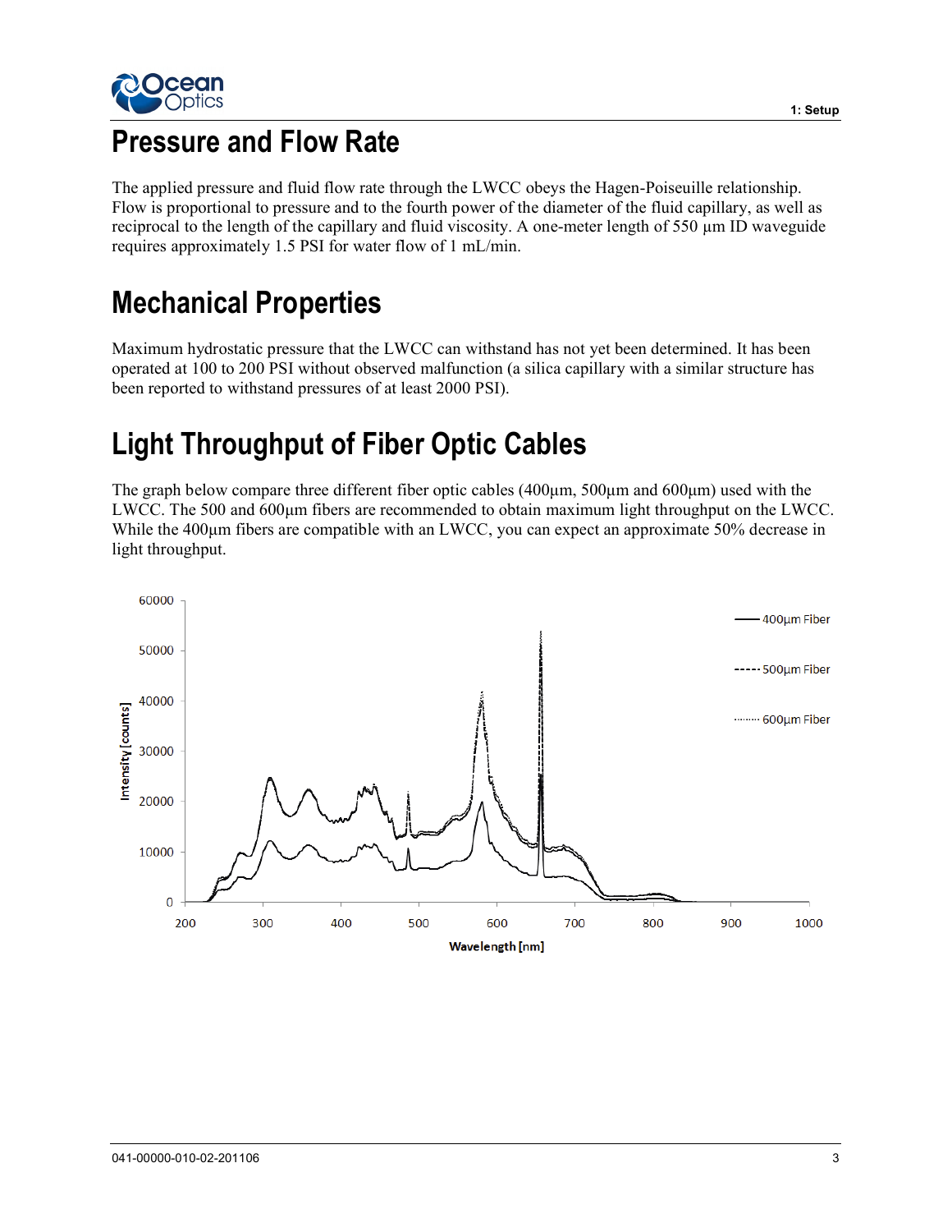# Pressure and Flow Rate

The applied pressure and fluid flow rate through the LWCC obeys the Hagen-Poiseuille relationship. Flow is proportional to pressure and to the fourth power of the diameter of the fluid capillary, as well as reciprocal to the length of the capillary and fluid viscosity. A one-meter length of 550 µm ID waveguide requires approximately 1.5 PSI for water flow of 1 mL/min.

# Mechanical Properties

Maximum hydrostatic pressure that the LWCC can withstand has not yet been determined. It has been operated at 100 to 200 PSI without observed malfunction (a silica capillary with a similar structure has been reported to withstand pressures of at least 2000 PSI).

# Light Throughput of Fiber Optic Cables

The graph below compare three different fiber optic cables (400µm, 500µm and 600µm) used with the LWCC. The 500 and 600µm fibers are recommended to obtain maximum light throughput on the LWCC. While the 400µm fibers are compatible with an LWCC, you can expect an approximate 50% decrease in light throughput.

Intensity [counts]

60000
50000
40000
30000
20000
10000
0

200
300
400
500
600
700
800
900
1000

Wavelength [nm]

400µm Fiber
500µm Fiber
600µm Fiber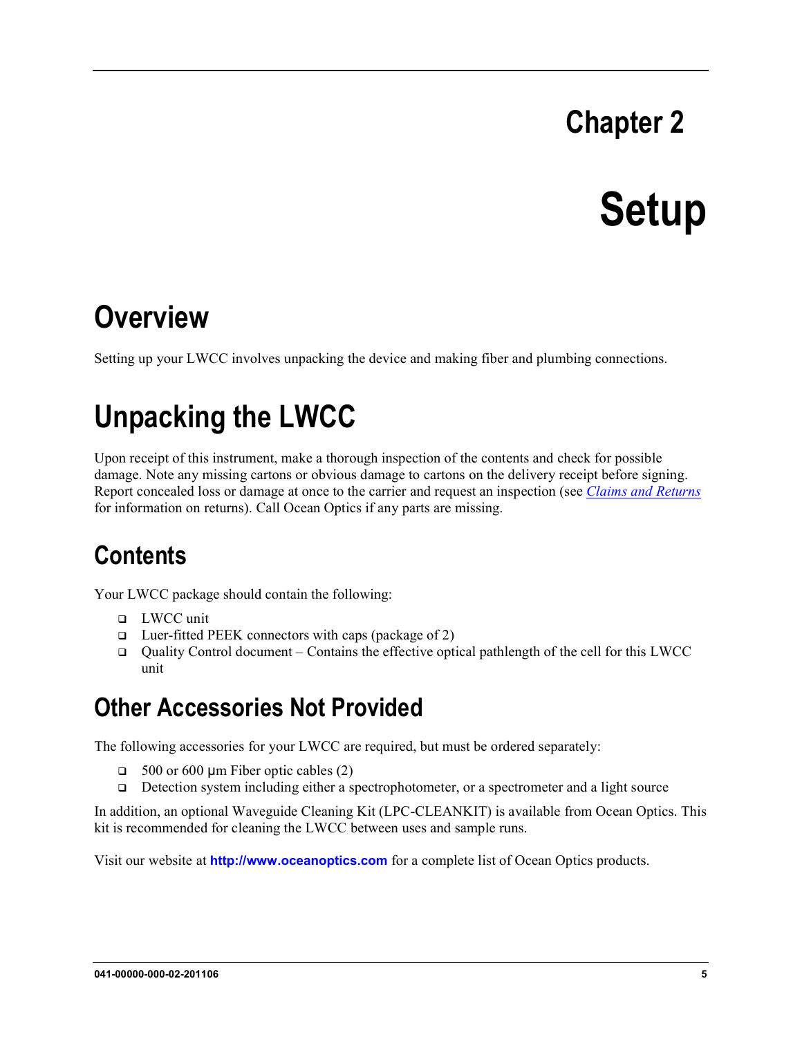# Chapter 2

# Setup

## Overview

Setting up your LWCC involves unpacking the device and making fiber and plumbing connections.

## Unpacking the LWCC

Upon receipt of this instrument, make a thorough inspection of the contents and check for possible damage. Note any missing cartons or obvious damage to cartons on the delivery receipt before signing. Report concealed loss or damage at once to the carrier and request an inspection (see *Claims and Returns* for information on returns). Call Ocean Optics if any parts are missing.

### Contents

Your LWCC package should contain the following:

- LWCC unit
- Luer-fitted PEEK connectors with caps (package of 2)
- Quality Control document – Contains the effective optical pathlength of the cell for this LWCC unit

### Other Accessories Not Provided

The following accessories for your LWCC are required, but must be ordered separately:

- 500 or 600 μm Fiber optic cables (2)
- Detection system including either a spectrophotometer, or a spectrometer and a light source

In addition, an optional Waveguide Cleaning Kit (LPC-CLEANKIT) is available from Ocean Optics. This kit is recommended for cleaning the LWCC between uses and sample runs.

Visit our website at **http://www.oceanoptics.com** for a complete list of Ocean Optics products.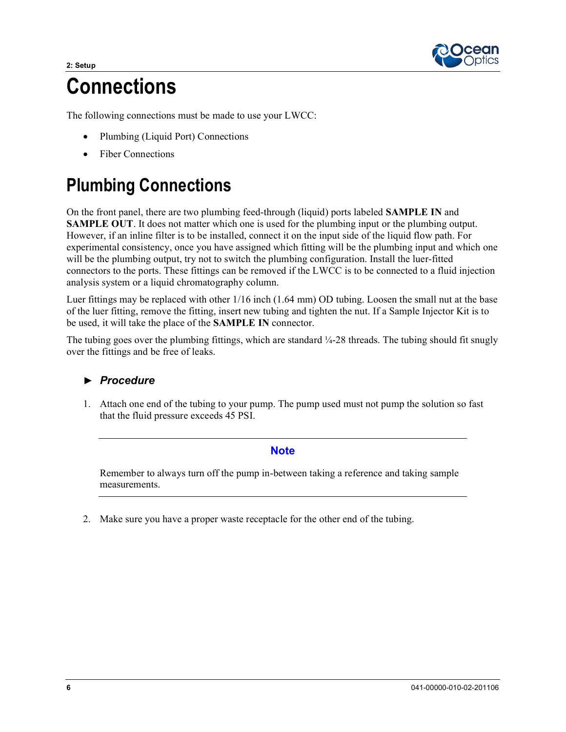# Connections

The following connections must be made to use your LWCC:

- Plumbing (Liquid Port) Connections
- Fiber Connections

# Plumbing Connections

On the front panel, there are two plumbing feed-through (liquid) ports labeled **SAMPLE IN** and **SAMPLE OUT**. It does not matter which one is used for the plumbing input or the plumbing output. However, if an inline filter is to be installed, connect it on the input side of the liquid flow path. For experimental consistency, once you have assigned which fitting will be the plumbing input and which one will be the plumbing output, try not to switch the plumbing configuration. Install the luer-fitted connectors to the ports. These fittings can be removed if the LWCC is to be connected to a fluid injection analysis system or a liquid chromatography column.

Luer fittings may be replaced with other 1/16 inch (1.64 mm) OD tubing. Loosen the small nut at the base of the luer fitting, remove the fitting, insert new tubing and tighten the nut. If a Sample Injector Kit is to be used, it will take the place of the **SAMPLE IN** connector.

The tubing goes over the plumbing fittings, which are standard ¼-28 threads. The tubing should fit snugly over the fittings and be free of leaks.

### ► *Procedure*

1. Attach one end of the tubing to your pump. The pump used must not pump the solution so fast that the fluid pressure exceeds 45 PSI.

> **Note**
>
> Remember to always turn off the pump in-between taking a reference and taking sample measurements.

2. Make sure you have a proper waste receptacle for the other end of the tubing.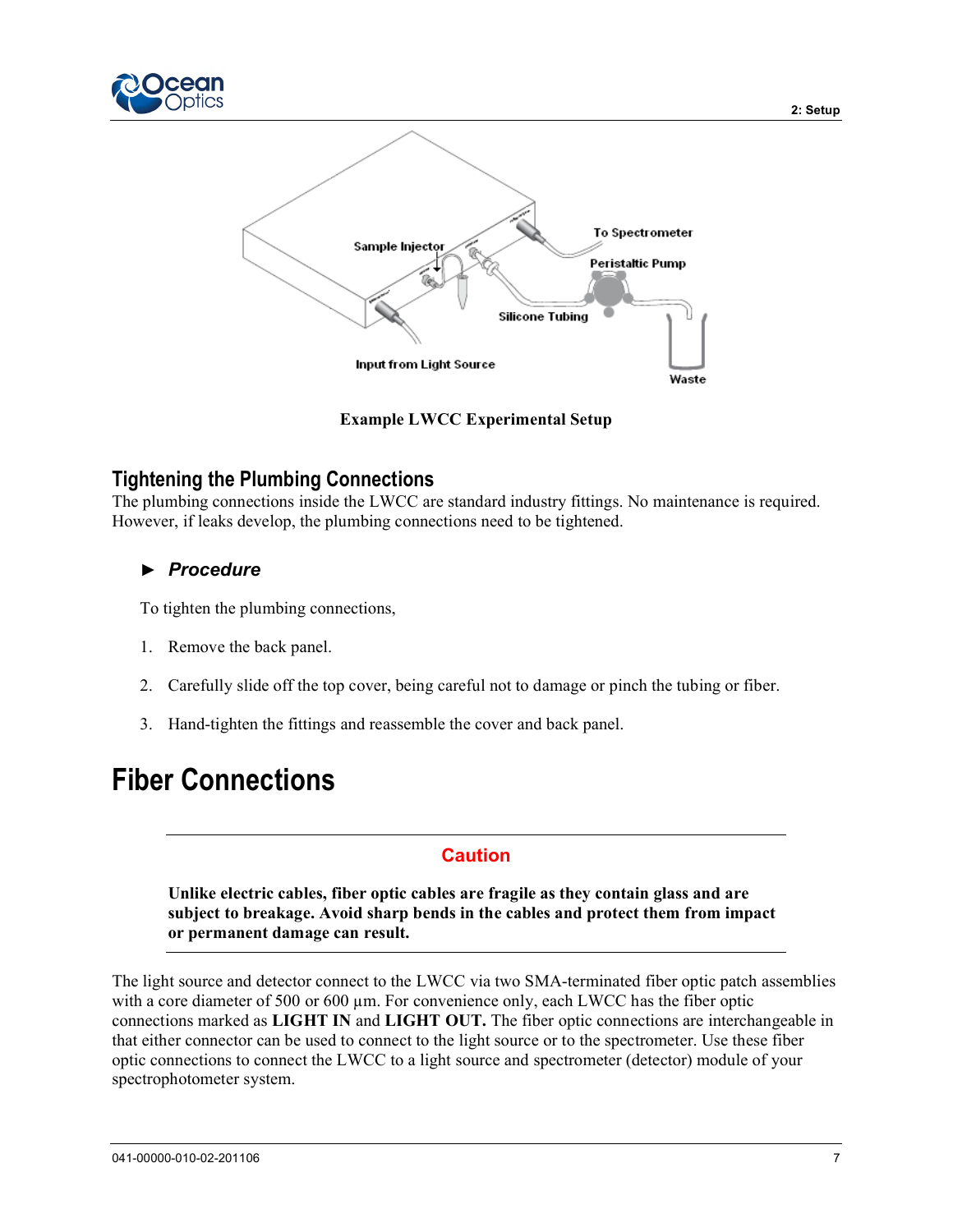Sample Injector

To Spectrometer

Peristaltic Pump

Silicone Tubing

Input from Light Source

Waste

**Example LWCC Experimental Setup**

### Tightening the Plumbing Connections

The plumbing connections inside the LWCC are standard industry fittings. No maintenance is required. However, if leaks develop, the plumbing connections need to be tightened.

► ***Procedure***

To tighten the plumbing connections,

1. Remove the back panel.
2. Carefully slide off the top cover, being careful not to damage or pinch the tubing or fiber.
3. Hand-tighten the fittings and reassemble the cover and back panel.

## Fiber Connections

---

**Caution**

**Unlike electric cables, fiber optic cables are fragile as they contain glass and are subject to breakage. Avoid sharp bends in the cables and protect them from impact or permanent damage can result.**

---

The light source and detector connect to the LWCC via two SMA-terminated fiber optic patch assemblies with a core diameter of 500 or 600 µm. For convenience only, each LWCC has the fiber optic connections marked as **LIGHT IN** and **LIGHT OUT.** The fiber optic connections are interchangeable in that either connector can be used to connect to the light source or to the spectrometer. Use these fiber optic connections to connect the LWCC to a light source and spectrometer (detector) module of your spectrophotometer system.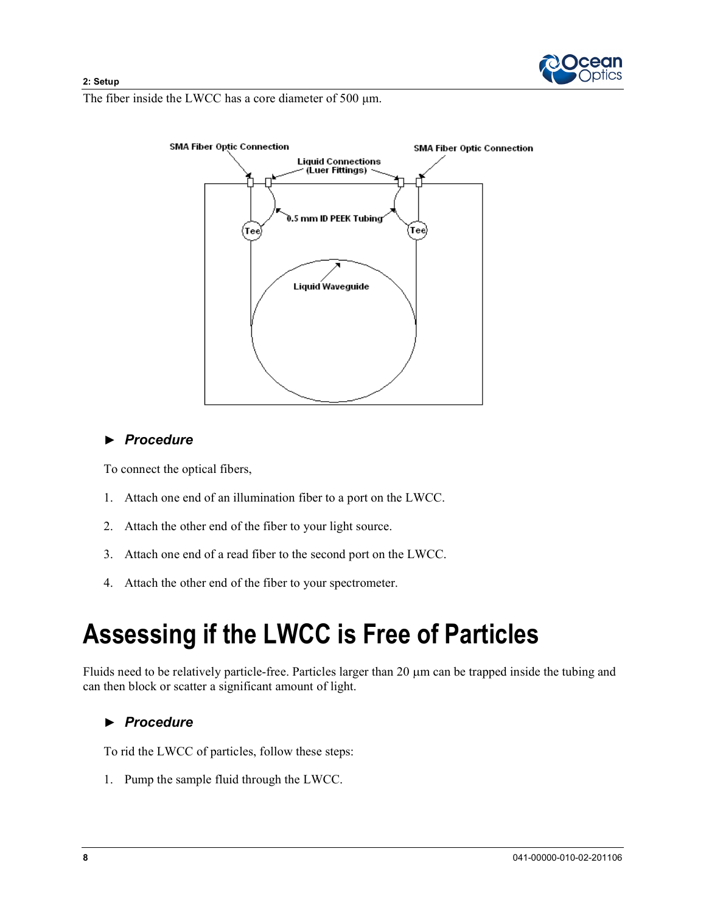The fiber inside the LWCC has a core diameter of 500 μm.

SMA Fiber Optic Connection

Liquid Connections (Luer Fittings)

SMA Fiber Optic Connection

0.5 mm ID PEEK Tubing

Tee

Tee

Liquid Waveguide

### ► *Procedure*

To connect the optical fibers,

1. Attach one end of an illumination fiber to a port on the LWCC.
2. Attach the other end of the fiber to your light source.
3. Attach one end of a read fiber to the second port on the LWCC.
4. Attach the other end of the fiber to your spectrometer.

# Assessing if the LWCC is Free of Particles

Fluids need to be relatively particle-free. Particles larger than 20 μm can be trapped inside the tubing and can then block or scatter a significant amount of light.

### ► *Procedure*

To rid the LWCC of particles, follow these steps:

1. Pump the sample fluid through the LWCC.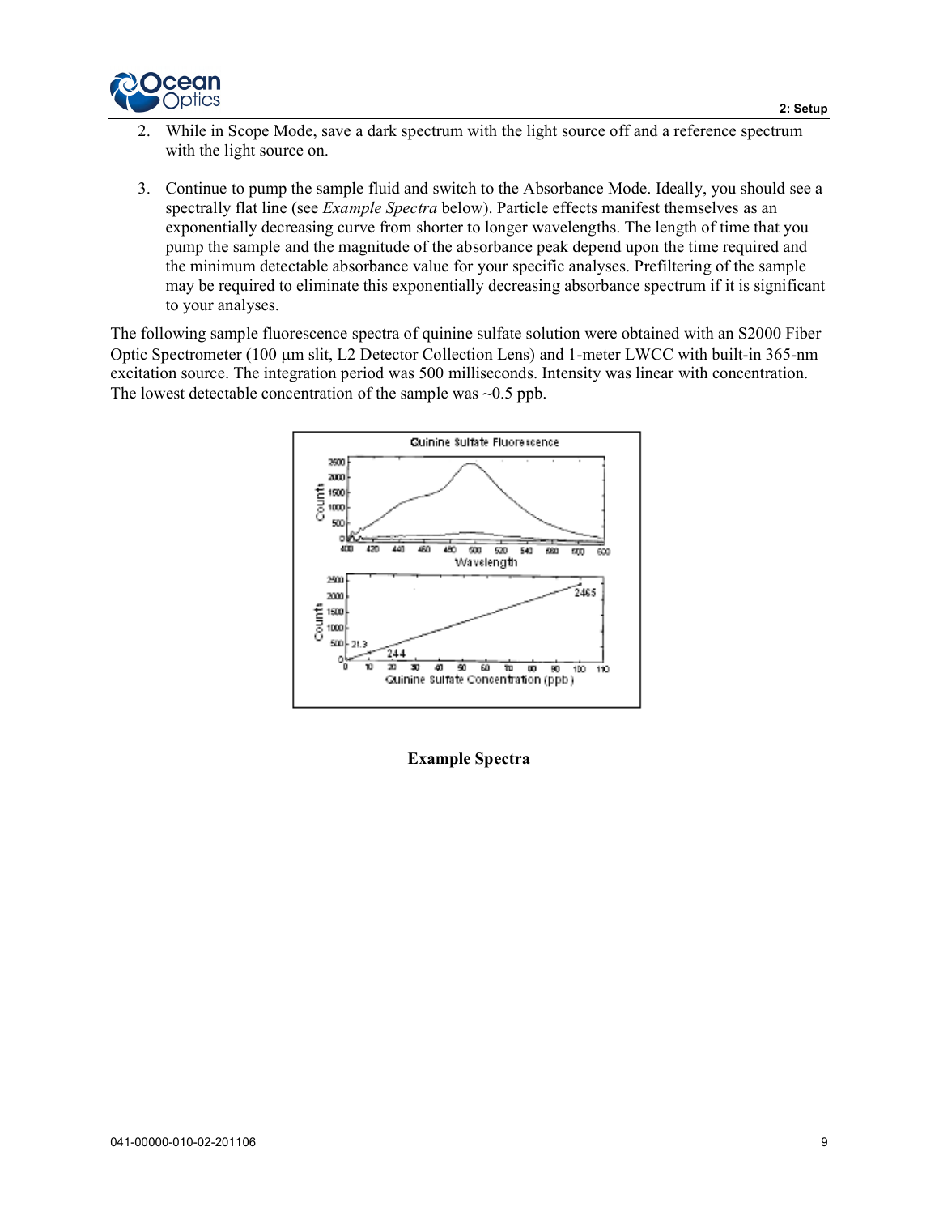2. While in Scope Mode, save a dark spectrum with the light source off and a reference spectrum with the light source on.

3. Continue to pump the sample fluid and switch to the Absorbance Mode. Ideally, you should see a spectrally flat line (see *Example Spectra* below). Particle effects manifest themselves as an exponentially decreasing curve from shorter to longer wavelengths. The length of time that you pump the sample and the magnitude of the absorbance peak depend upon the time required and the minimum detectable absorbance value for your specific analyses. Prefiltering of the sample may be required to eliminate this exponentially decreasing absorbance spectrum if it is significant to your analyses.

The following sample fluorescence spectra of quinine sulfate solution were obtained with an S2000 Fiber Optic Spectrometer (100 µm slit, L2 Detector Collection Lens) and 1-meter LWCC with built-in 365-nm excitation source. The integration period was 500 milliseconds. Intensity was linear with concentration. The lowest detectable concentration of the sample was ~0.5 ppb.

**Example Spectra**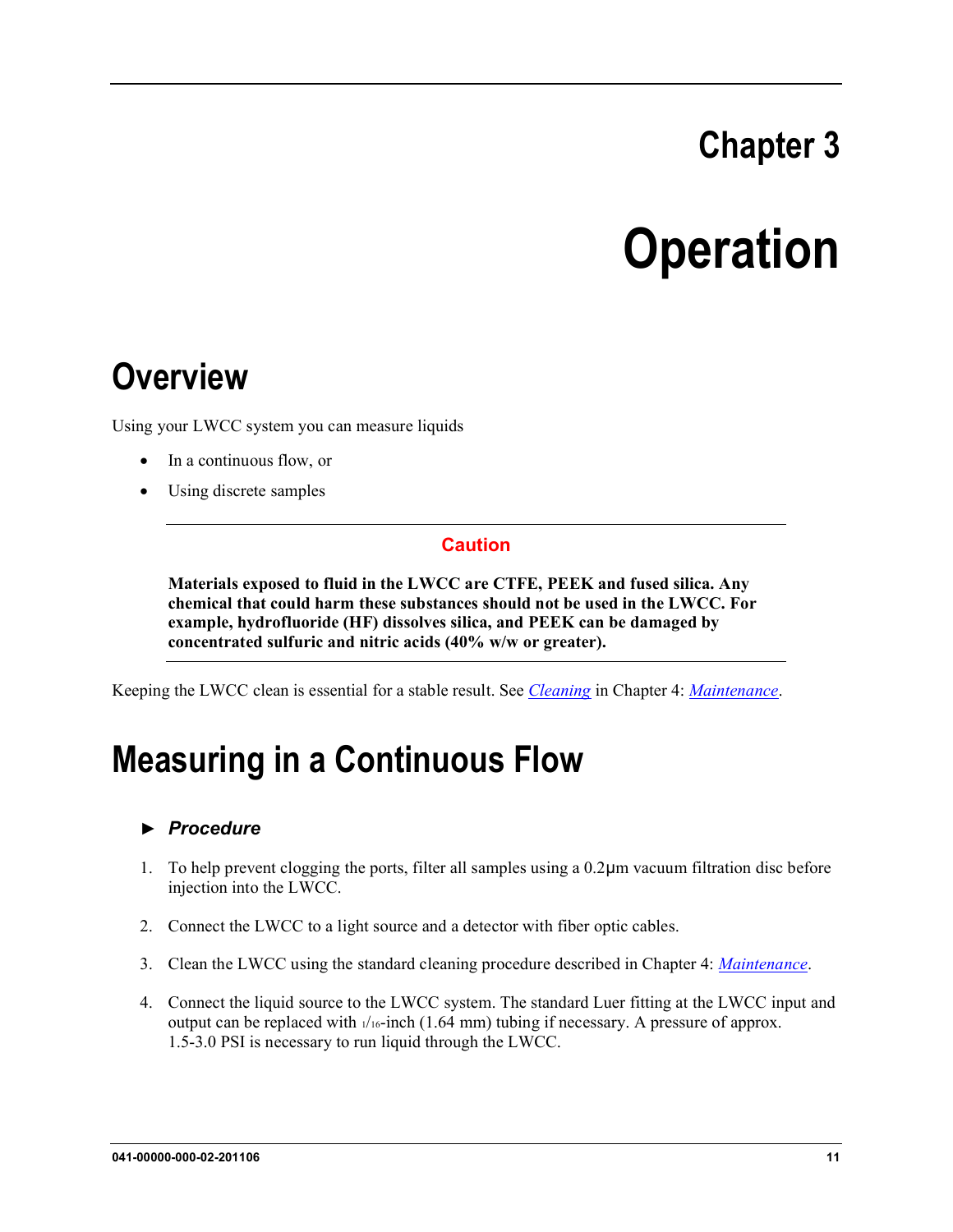# Chapter 3

# Operation

## Overview

Using your LWCC system you can measure liquids

- In a continuous flow, or
- Using discrete samples

---

**Caution**

**Materials exposed to fluid in the LWCC are CTFE, PEEK and fused silica. Any chemical that could harm these substances should not be used in the LWCC. For example, hydrofluoride (HF) dissolves silica, and PEEK can be damaged by concentrated sulfuric and nitric acids (40% w/w or greater).**

---

Keeping the LWCC clean is essential for a stable result. See *Cleaning* in Chapter 4: *Maintenance*.

## Measuring in a Continuous Flow

► ***Procedure***

1. To help prevent clogging the ports, filter all samples using a 0.2μm vacuum filtration disc before injection into the LWCC.
2. Connect the LWCC to a light source and a detector with fiber optic cables.
3. Clean the LWCC using the standard cleaning procedure described in Chapter 4: *Maintenance*.
4. Connect the liquid source to the LWCC system. The standard Luer fitting at the LWCC input and output can be replaced with 1/16-inch (1.64 mm) tubing if necessary. A pressure of approx. 1.5-3.0 PSI is necessary to run liquid through the LWCC.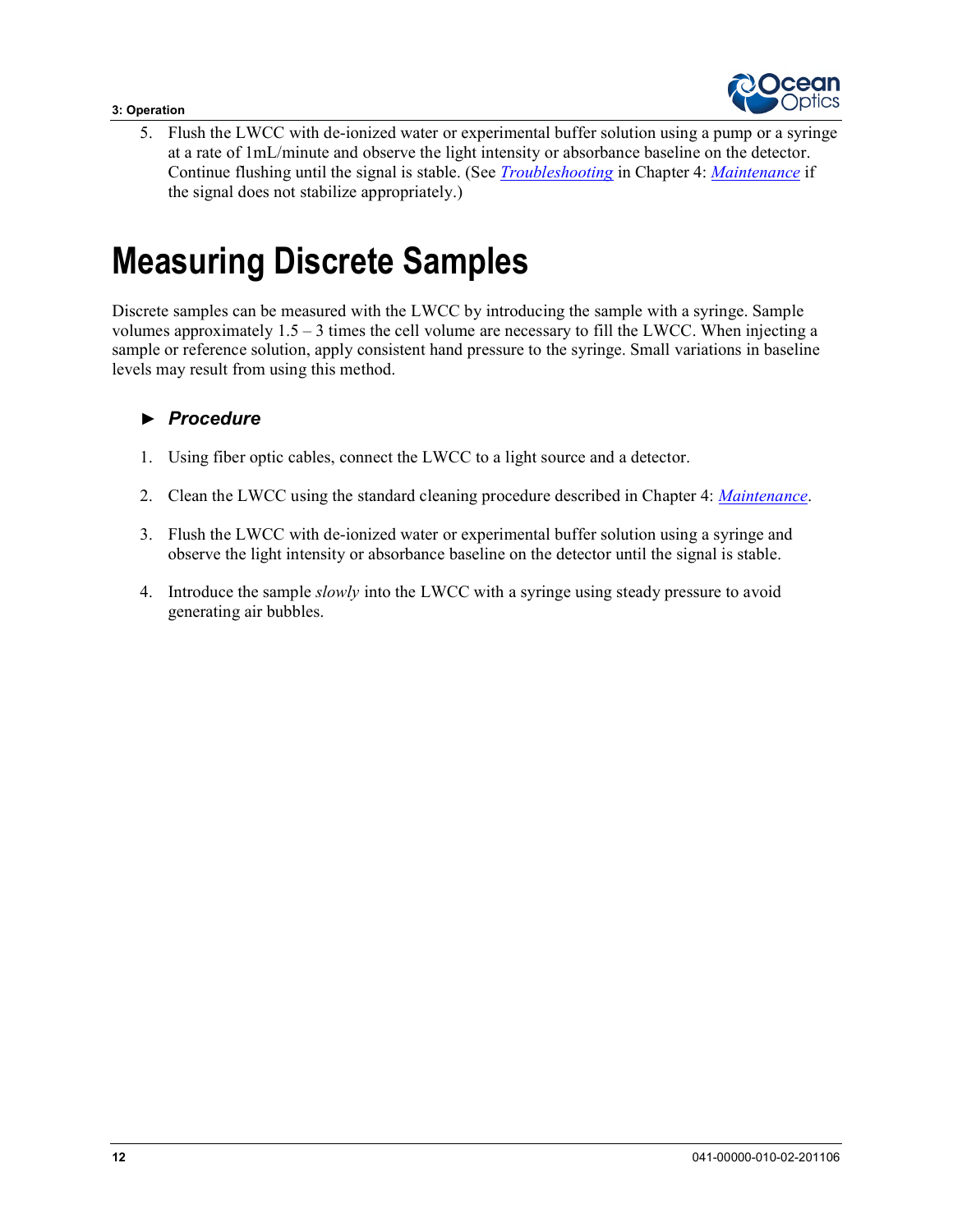5. Flush the LWCC with de-ionized water or experimental buffer solution using a pump or a syringe at a rate of 1mL/minute and observe the light intensity or absorbance baseline on the detector. Continue flushing until the signal is stable. (See *Troubleshooting* in Chapter 4: *Maintenance* if the signal does not stabilize appropriately.)

# Measuring Discrete Samples

Discrete samples can be measured with the LWCC by introducing the sample with a syringe. Sample volumes approximately 1.5 – 3 times the cell volume are necessary to fill the LWCC. When injecting a sample or reference solution, apply consistent hand pressure to the syringe. Small variations in baseline levels may result from using this method.

### ► *Procedure*

1. Using fiber optic cables, connect the LWCC to a light source and a detector.

2. Clean the LWCC using the standard cleaning procedure described in Chapter 4: *Maintenance*.

3. Flush the LWCC with de-ionized water or experimental buffer solution using a syringe and observe the light intensity or absorbance baseline on the detector until the signal is stable.

4. Introduce the sample *slowly* into the LWCC with a syringe using steady pressure to avoid generating air bubbles.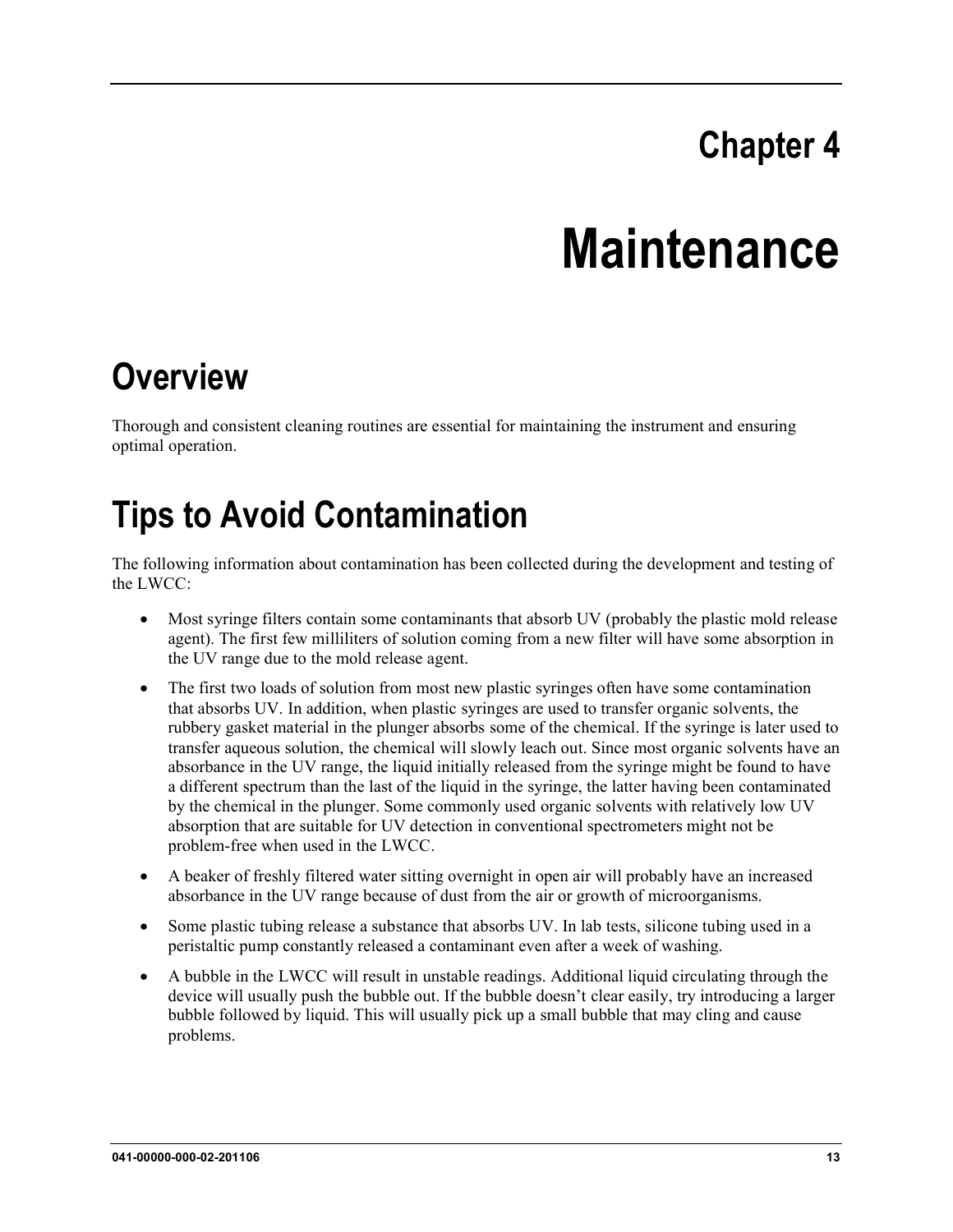# Chapter 4

# Maintenance

## Overview

Thorough and consistent cleaning routines are essential for maintaining the instrument and ensuring optimal operation.

## Tips to Avoid Contamination

The following information about contamination has been collected during the development and testing of the LWCC:

- Most syringe filters contain some contaminants that absorb UV (probably the plastic mold release agent). The first few milliliters of solution coming from a new filter will have some absorption in the UV range due to the mold release agent.
- The first two loads of solution from most new plastic syringes often have some contamination that absorbs UV. In addition, when plastic syringes are used to transfer organic solvents, the rubbery gasket material in the plunger absorbs some of the chemical. If the syringe is later used to transfer aqueous solution, the chemical will slowly leach out. Since most organic solvents have an absorbance in the UV range, the liquid initially released from the syringe might be found to have a different spectrum than the last of the liquid in the syringe, the latter having been contaminated by the chemical in the plunger. Some commonly used organic solvents with relatively low UV absorption that are suitable for UV detection in conventional spectrometers might not be problem-free when used in the LWCC.
- A beaker of freshly filtered water sitting overnight in open air will probably have an increased absorbance in the UV range because of dust from the air or growth of microorganisms.
- Some plastic tubing release a substance that absorbs UV. In lab tests, silicone tubing used in a peristaltic pump constantly released a contaminant even after a week of washing.
- A bubble in the LWCC will result in unstable readings. Additional liquid circulating through the device will usually push the bubble out. If the bubble doesn't clear easily, try introducing a larger bubble followed by liquid. This will usually pick up a small bubble that may cling and cause problems.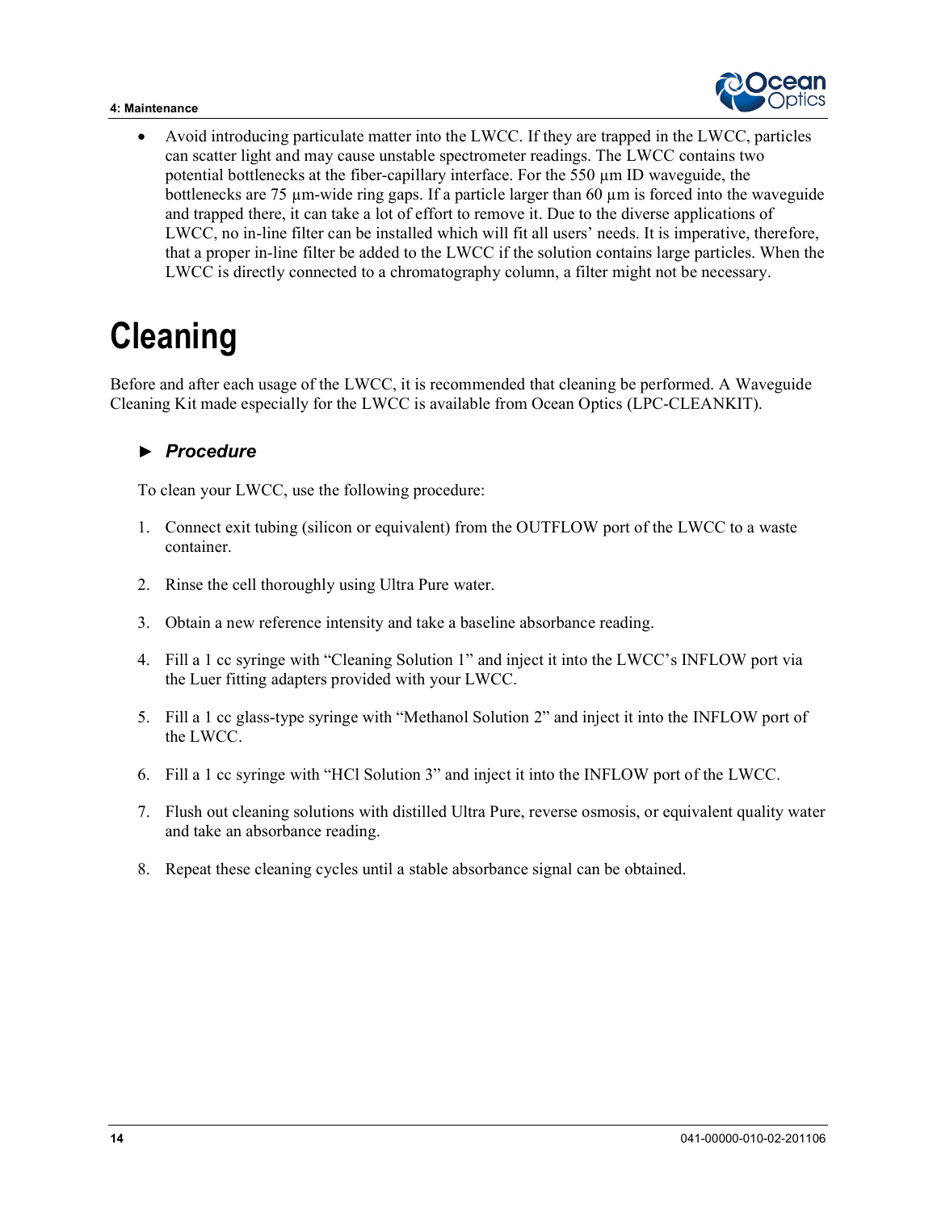- Avoid introducing particulate matter into the LWCC. If they are trapped in the LWCC, particles can scatter light and may cause unstable spectrometer readings. The LWCC contains two potential bottlenecks at the fiber-capillary interface. For the 550 µm ID waveguide, the bottlenecks are 75 µm-wide ring gaps. If a particle larger than 60 µm is forced into the waveguide and trapped there, it can take a lot of effort to remove it. Due to the diverse applications of LWCC, no in-line filter can be installed which will fit all users' needs. It is imperative, therefore, that a proper in-line filter be added to the LWCC if the solution contains large particles. When the LWCC is directly connected to a chromatography column, a filter might not be necessary.

# Cleaning

Before and after each usage of the LWCC, it is recommended that cleaning be performed. A Waveguide Cleaning Kit made especially for the LWCC is available from Ocean Optics (LPC-CLEANKIT).

### ► *Procedure*

To clean your LWCC, use the following procedure:

1. Connect exit tubing (silicon or equivalent) from the OUTFLOW port of the LWCC to a waste container.
2. Rinse the cell thoroughly using Ultra Pure water.
3. Obtain a new reference intensity and take a baseline absorbance reading.
4. Fill a 1 cc syringe with "Cleaning Solution 1" and inject it into the LWCC's INFLOW port via the Luer fitting adapters provided with your LWCC.
5. Fill a 1 cc glass-type syringe with "Methanol Solution 2" and inject it into the INFLOW port of the LWCC.
6. Fill a 1 cc syringe with "HCl Solution 3" and inject it into the INFLOW port of the LWCC.
7. Flush out cleaning solutions with distilled Ultra Pure, reverse osmosis, or equivalent quality water and take an absorbance reading.
8. Repeat these cleaning cycles until a stable absorbance signal can be obtained.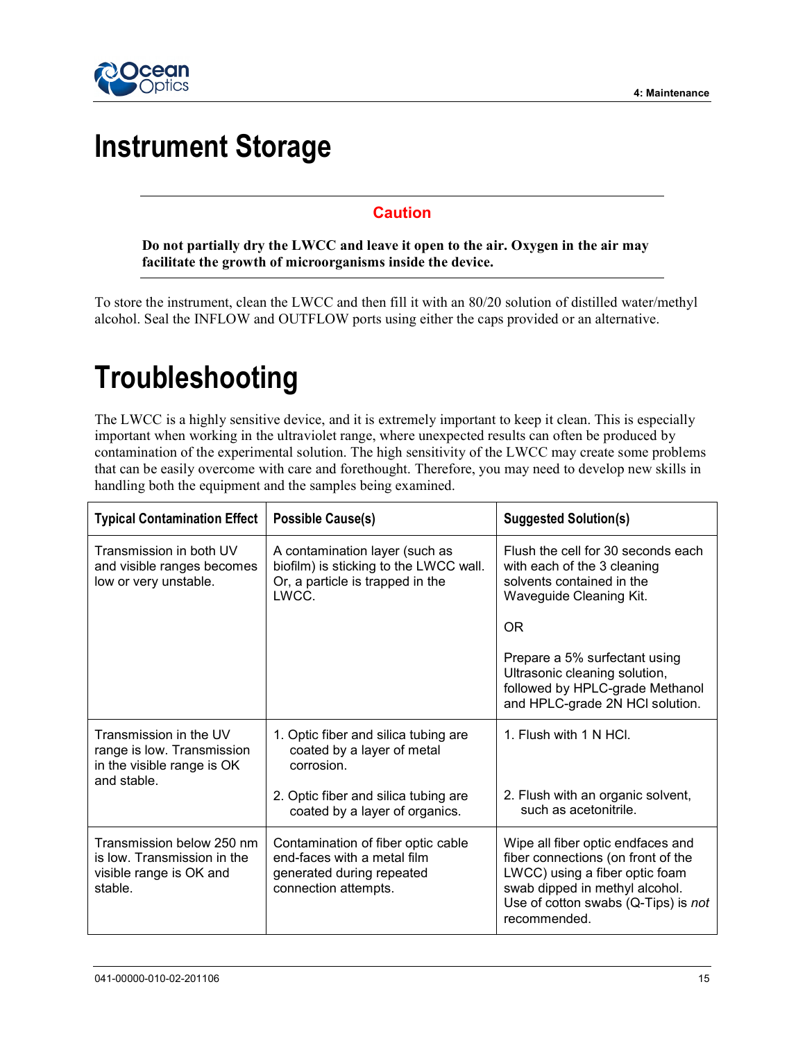# Instrument Storage

**Caution**

**Do not partially dry the LWCC and leave it open to the air. Oxygen in the air may facilitate the growth of microorganisms inside the device.**

To store the instrument, clean the LWCC and then fill it with an 80/20 solution of distilled water/methyl alcohol. Seal the INFLOW and OUTFLOW ports using either the caps provided or an alternative.

# Troubleshooting

The LWCC is a highly sensitive device, and it is extremely important to keep it clean. This is especially important when working in the ultraviolet range, where unexpected results can often be produced by contamination of the experimental solution. The high sensitivity of the LWCC may create some problems that can be easily overcome with care and forethought. Therefore, you may need to develop new skills in handling both the equipment and the samples being examined.

| Typical Contamination Effect | Possible Cause(s) | Suggested Solution(s) |
|---|---|---|
| Transmission in both UV and visible ranges becomes low or very unstable. | A contamination layer (such as biofilm) is sticking to the LWCC wall. Or, a particle is trapped in the LWCC. | Flush the cell for 30 seconds each with each of the 3 cleaning solvents contained in the Waveguide Cleaning Kit.<br><br>OR<br><br>Prepare a 5% surfactant using Ultrasonic cleaning solution, followed by HPLC-grade Methanol and HPLC-grade 2N HCl solution. |
| Transmission in the UV range is low. Transmission in the visible range is OK and stable. | 1. Optic fiber and silica tubing are coated by a layer of metal corrosion.<br><br>2. Optic fiber and silica tubing are coated by a layer of organics. | 1. Flush with 1 N HCl.<br><br>2. Flush with an organic solvent, such as acetonitrile. |
| Transmission below 250 nm is low. Transmission in the visible range is OK and stable. | Contamination of fiber optic cable end-faces with a metal film generated during repeated connection attempts. | Wipe all fiber optic endfaces and fiber connections (on front of the LWCC) using a fiber optic foam swab dipped in methyl alcohol. Use of cotton swabs (Q-Tips) is *not* recommended. |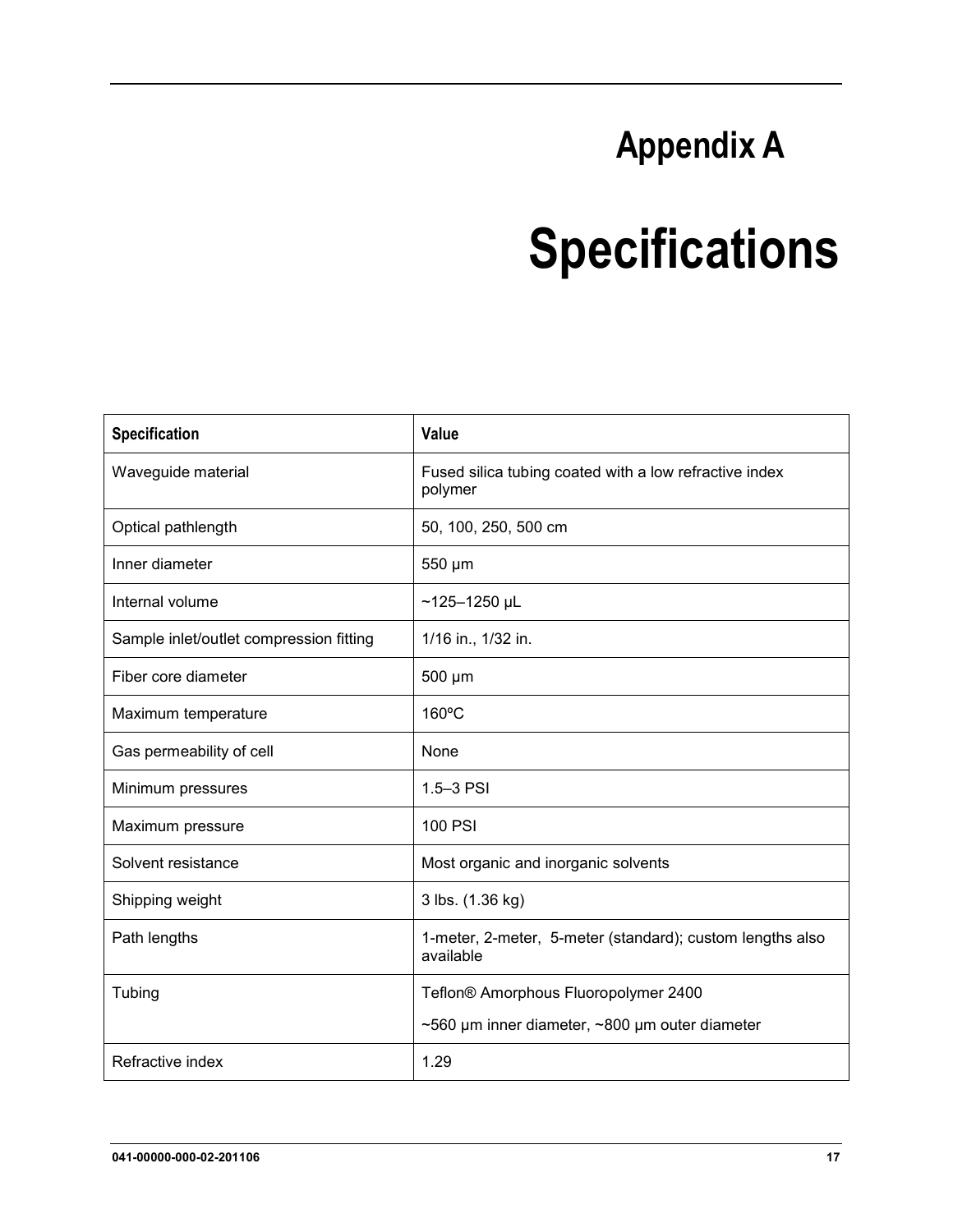# Appendix A

# Specifications

| Specification | Value |
|---|---|
| Waveguide material | Fused silica tubing coated with a low refractive index polymer |
| Optical pathlength | 50, 100, 250, 500 cm |
| Inner diameter | 550 µm |
| Internal volume | ~125–1250 µL |
| Sample inlet/outlet compression fitting | 1/16 in., 1/32 in. |
| Fiber core diameter | 500 µm |
| Maximum temperature | 160ºC |
| Gas permeability of cell | None |
| Minimum pressures | 1.5–3 PSI |
| Maximum pressure | 100 PSI |
| Solvent resistance | Most organic and inorganic solvents |
| Shipping weight | 3 lbs. (1.36 kg) |
| Path lengths | 1-meter, 2-meter, 5-meter (standard); custom lengths also available |
| Tubing | Teflon® Amorphous Fluoropolymer 2400<br>~560 µm inner diameter, ~800 µm outer diameter |
| Refractive index | 1.29 |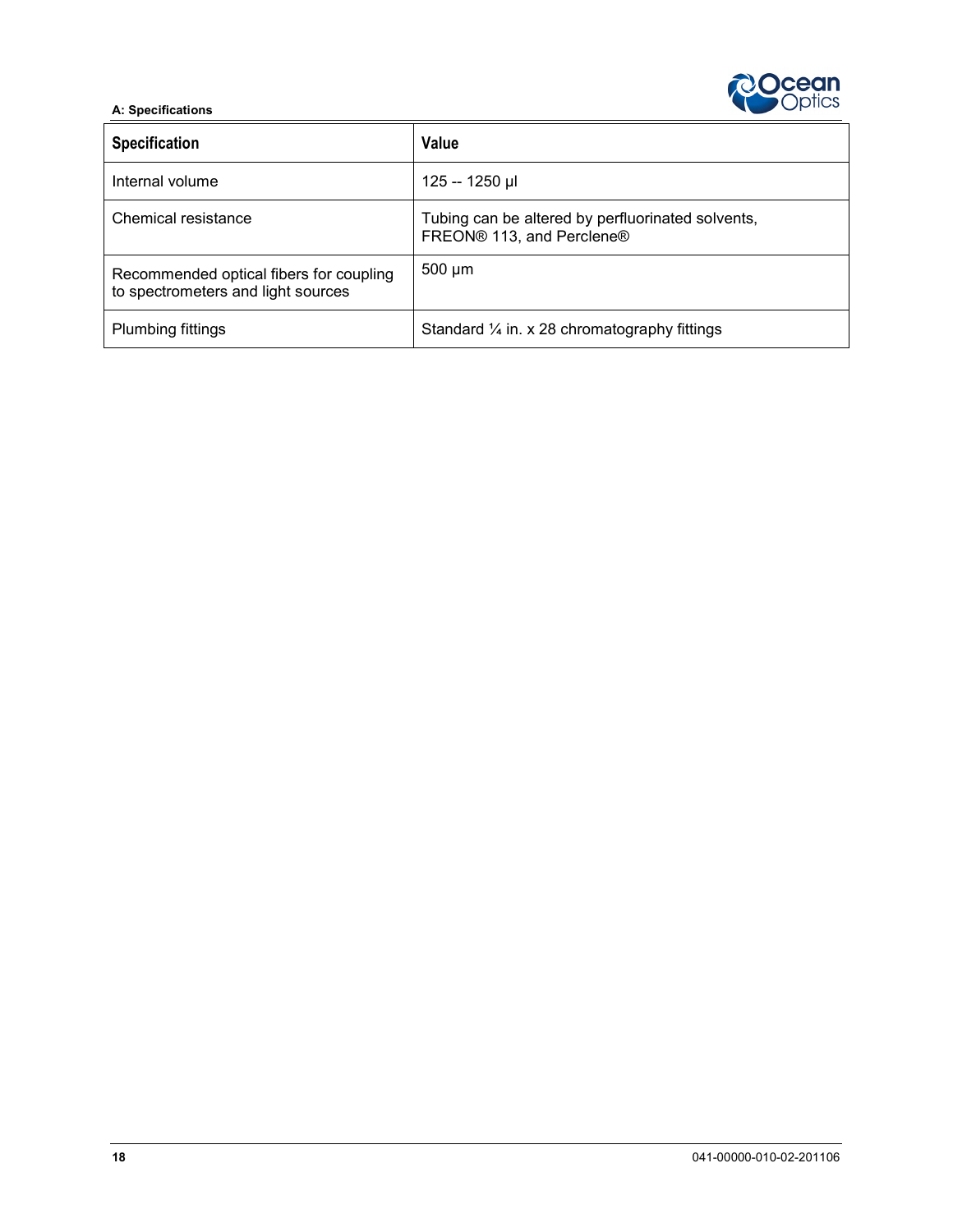| Specification | Value |
| --- | --- |
| Internal volume | 125 -- 1250 µl |
| Chemical resistance | Tubing can be altered by perfluorinated solvents, FREON® 113, and Perclene® |
| Recommended optical fibers for coupling to spectrometers and light sources | 500 µm |
| Plumbing fittings | Standard ¼ in. x 28 chromatography fittings |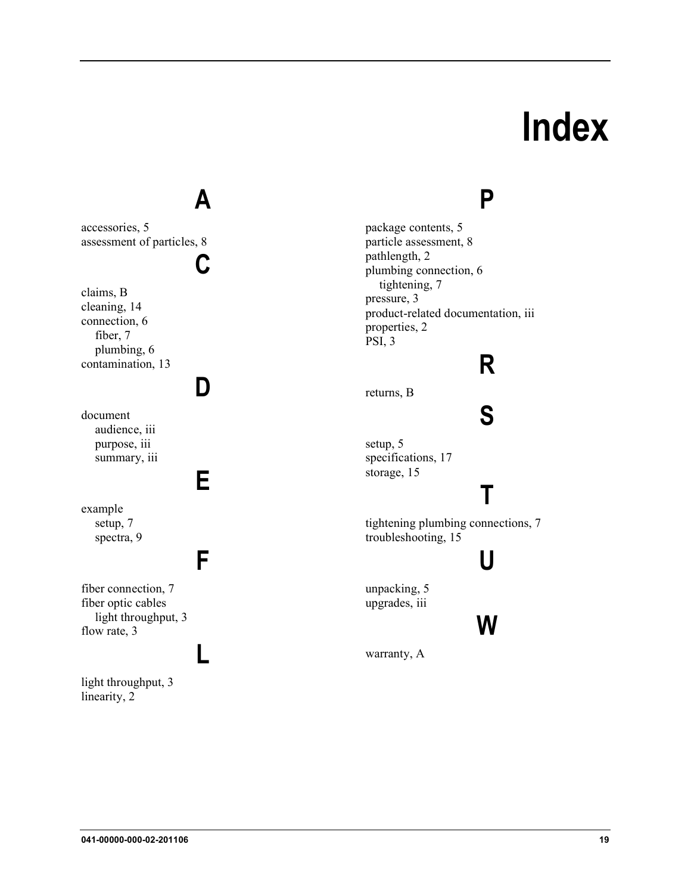# Index

## A

accessories, 5
assessment of particles, 8

## C

claims, B
cleaning, 14
connection, 6
- fiber, 7
- plumbing, 6

contamination, 13

## D

document
- audience, iii
- purpose, iii
- summary, iii

## E

example
- setup, 7
- spectra, 9

## F

fiber connection, 7
fiber optic cables
- light throughput, 3

flow rate, 3

## L

light throughput, 3
linearity, 2

## P

package contents, 5
particle assessment, 8
pathlength, 2
plumbing connection, 6
- tightening, 7

pressure, 3
product-related documentation, iii
properties, 2
PSI, 3

## R

returns, B

## S

setup, 5
specifications, 17
storage, 15

## T

tightening plumbing connections, 7
troubleshooting, 15

## U

unpacking, 5
upgrades, iii

## W

warranty, A